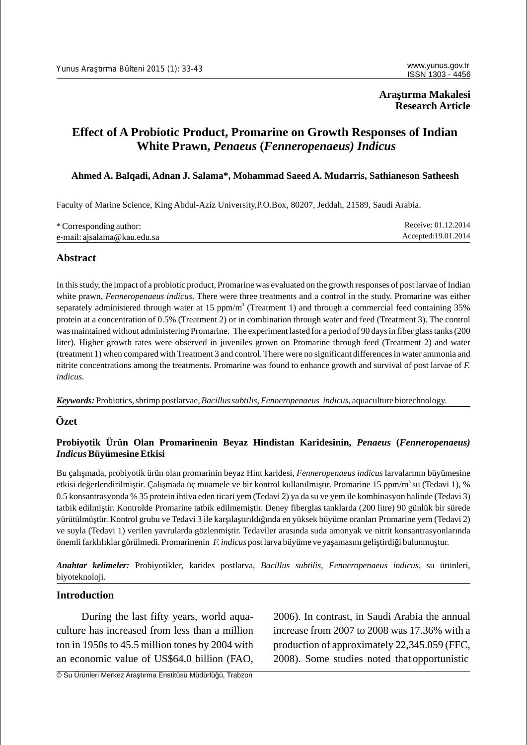**Araştırma Makalesi**
**Research Article**

# Effect of A Probiotic Product, Promarine on Growth Responses of Indian White Prawn, *Penaeus* (*Fenneropenaeus*) *Indicus*

**Ahmed A. Balqadi, Adnan J. Salama*, Mohammad Saeed A. Mudarris, Sathianeson Satheesh**

Faculty of Marine Science, King Abdul-Aziz University,P.O.Box, 80207, Jeddah, 21589, Saudi Arabia.

\* Corresponding author:
e-mail: ajsalama@kau.edu.sa

Receive: 01.12.2014
Accepted:19.01.2014

## Abstract

In this study, the impact of a probiotic product, Promarine was evaluated on the growth responses of post larvae of Indian white prawn, *Fenneropenaeus indicus*. There were three treatments and a control in the study. Promarine was either separately administered through water at 15 ppm/$m^3$ (Treatment 1) and through a commercial feed containing 35% protein at a concentration of 0.5% (Treatment 2) or in combination through water and feed (Treatment 3). The control was maintained without administering Promarine. The experiment lasted for a period of 90 days in fiber glass tanks (200 liter). Higher growth rates were observed in juveniles grown on Promarine through feed (Treatment 2) and water (treatment 1) when compared with Treatment 3 and control. There were no significant differences in water ammonia and nitrite concentrations among the treatments. Promarine was found to enhance growth and survival of post larvae of *F. indicus*.

***Keywords:*** Probiotics, shrimp postlarvae, *Bacillus subtilis*, *Fenneropenaeus indicus*, aquaculture biotechnology.

## Özet

### Probiyotik Ürün Olan Promarinenin Beyaz Hindistan Karidesinin, *Penaeus* (*Fenneropenaeus*) *Indicus* Büyümesine Etkisi

Bu çalışmada, probiyotik ürün olan promarinin beyaz Hint karidesi, *Fenneropenaeus indicus* larvalarının büyümesine etkisi değerlendirilmiştir. Çalışmada üç muamele ve bir kontrol kullanılmıştır. Promarine 15 ppm/$m^3$ su (Tedavi 1), % 0.5 konsantrasyonda % 35 protein ihtiva eden ticari yem (Tedavi 2) ya da su ve yem ile kombinasyon halinde (Tedavi 3) tatbik edilmiştir. Kontrolde Promarine tatbik edilmemiştir. Deney fiberglas tanklarda (200 litre) 90 günlük bir sürede yürütülmüştür. Kontrol grubu ve Tedavi 3 ile karşılaştırıldığında en yüksek büyüme oranları Promarine yem (Tedavi 2) ve suyla (Tedavi 1) verilen yavrularda gözlenmiştir. Tedaviler arasında suda amonyak ve nitrit konsantrasyonlarında önemli farklılıklar görülmedi. Promarinenin *F. indicus* post larva büyüme ve yaşamasını geliştirdiği bulunmuştur.

***Anahtar kelimeler:*** Probiyotikler, karides postlarva, *Bacillus subtilis*, *Fenneropenaeus indicus*, su ürünleri, biyoteknoloji.

## Introduction

During the last fifty years, world aquaculture has increased from less than a million ton in 1950s to 45.5 million tones by 2004 with an economic value of US$64.0 billion (FAO, 2006). In contrast, in Saudi Arabia the annual increase from 2007 to 2008 was 17.36% with a production of approximately 22,345.059 (FFC, 2008). Some studies noted that opportunistic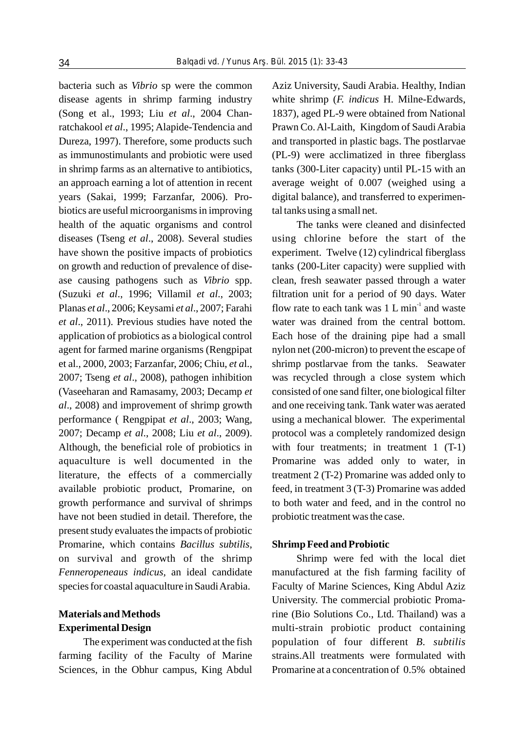bacteria such as *Vibrio* sp were the common disease agents in shrimp farming industry (Song et al., 1993; Liu *et al*., 2004 Chanratchakool *et al*., 1995; Alapide-Tendencia and Dureza, 1997). Therefore, some products such as immunostimulants and probiotic were used in shrimp farms as an alternative to antibiotics, an approach earning a lot of attention in recent years (Sakai, 1999; Farzanfar, 2006). Probiotics are useful microorganisms in improving health of the aquatic organisms and control diseases (Tseng *et al*., 2008). Several studies have shown the positive impacts of probiotics on growth and reduction of prevalence of disease causing pathogens such as *Vibrio* spp. (Suzuki *et al*., 1996; Villamil *et al*., 2003; Planas *et al*., 2006; Keysami *et al*., 2007; Farahi *et al*., 2011). Previous studies have noted the application of probiotics as a biological control agent for farmed marine organisms (Rengpipat et al., 2000, 2003; Farzanfar, 2006; Chiu, *et a*l., 2007; Tseng *et al*., 2008), pathogen inhibition (Vaseeharan and Ramasamy, 2003; Decamp *et al*., 2008) and improvement of shrimp growth performance ( Rengpipat *et al*., 2003; Wang, 2007; Decamp *et al*., 2008; Liu *et al*., 2009). Although, the beneficial role of probiotics in aquaculture is well documented in the literature, the effects of a commercially available probiotic product, Promarine, on growth performance and survival of shrimps have not been studied in detail. Therefore, the present study evaluates the impacts of probiotic Promarine, which contains *Bacillus subtilis*, on survival and growth of the shrimp *Fenneropeneaus indicus*, an ideal candidate species for coastal aquaculture in Saudi Arabia.

## Materials and Methods

### Experimental Design

The experiment was conducted at the fish farming facility of the Faculty of Marine Sciences, in the Obhur campus, King Abdul Aziz University, Saudi Arabia. Healthy, Indian white shrimp (*F. indicus* H. Milne-Edwards, 1837), aged PL-9 were obtained from National Prawn Co. Al-Laith, Kingdom of Saudi Arabia and transported in plastic bags. The postlarvae (PL-9) were acclimatized in three fiberglass tanks (300-Liter capacity) until PL-15 with an average weight of 0.007 (weighed using a digital balance), and transferred to experimental tanks using a small net.

The tanks were cleaned and disinfected using chlorine before the start of the experiment. Twelve (12) cylindrical fiberglass tanks (200-Liter capacity) were supplied with clean, fresh seawater passed through a water filtration unit for a period of 90 days. Water flow rate to each tank was 1 L $min^{-1}$ and waste water was drained from the central bottom. Each hose of the draining pipe had a small nylon net (200-micron) to prevent the escape of shrimp postlarvae from the tanks. Seawater was recycled through a close system which consisted of one sand filter, one biological filter and one receiving tank. Tank water was aerated using a mechanical blower. The experimental protocol was a completely randomized design with four treatments; in treatment 1 (T-1) Promarine was added only to water, in treatment 2 (T-2) Promarine was added only to feed, in treatment 3 (T-3) Promarine was added to both water and feed, and in the control no probiotic treatment was the case.

### Shrimp Feed and Probiotic

Shrimp were fed with the local diet manufactured at the fish farming facility of Faculty of Marine Sciences, King Abdul Aziz University. The commercial probiotic Promarine (Bio Solutions Co., Ltd. Thailand) was a multi-strain probiotic product containing population of four different *B. subtilis* strains.All treatments were formulated with Promarine at a concentration of 0.5% obtained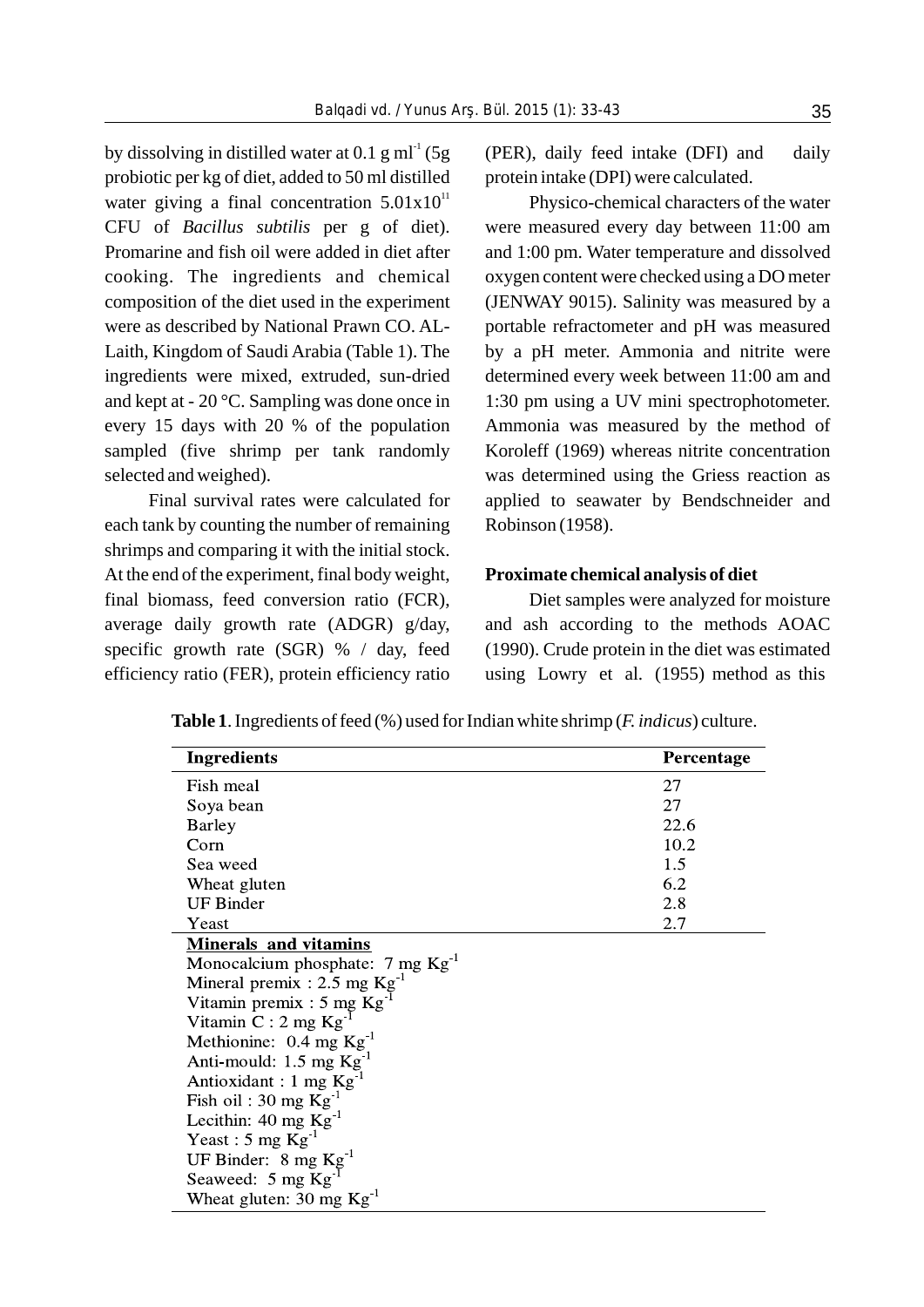by dissolving in distilled water at 0.1 g $ml^{-1}$ (5g probiotic per kg of diet, added to 50 ml distilled water giving a final concentration $5.01x10^{11}$ CFU of *Bacillus subtilis* per g of diet). Promarine and fish oil were added in diet after cooking. The ingredients and chemical composition of the diet used in the experiment were as described by National Prawn CO. AL-Laith, Kingdom of Saudi Arabia (Table 1). The ingredients were mixed, extruded, sun-dried and kept at - 20 °C. Sampling was done once in every 15 days with 20 % of the population sampled (five shrimp per tank randomly selected and weighed).

Final survival rates were calculated for each tank by counting the number of remaining shrimps and comparing it with the initial stock. At the end of the experiment, final body weight, final biomass, feed conversion ratio (FCR), average daily growth rate (ADGR) g/day, specific growth rate (SGR) % / day, feed efficiency ratio (FER), protein efficiency ratio (PER), daily feed intake (DFI) and daily protein intake (DPI) were calculated.

Physico-chemical characters of the water were measured every day between 11:00 am and 1:00 pm. Water temperature and dissolved oxygen content were checked using a DO meter (JENWAY 9015). Salinity was measured by a portable refractometer and pH was measured by a pH meter. Ammonia and nitrite were determined every week between 11:00 am and 1:30 pm using a UV mini spectrophotometer. Ammonia was measured by the method of Koroleff (1969) whereas nitrite concentration was determined using the Griess reaction as applied to seawater by Bendschneider and Robinson (1958).

**Proximate chemical analysis of diet**

Diet samples were analyzed for moisture and ash according to the methods AOAC (1990). Crude protein in the diet was estimated using Lowry et al. (1955) method as this

**Table 1**. Ingredients of feed (%) used for Indian white shrimp (*F. indicus*) culture.

| Ingredients | Percentage |
|---|---|
| Fish meal | 27 |
| Soya bean | 27 |
| Barley | 22.6 |
| Corn | 10.2 |
| Sea weed | 1.5 |
| Wheat gluten | 6.2 |
| UF Binder | 2.8 |
| Yeast | 2.7 |
| **Minerals and vitamins** | |
| Monocalcium phosphate: 7 mg $Kg^{-1}$ | |
| Mineral premix : 2.5 mg $Kg^{-1}$ | |
| Vitamin premix : 5 mg $Kg^{-1}$ | |
| Vitamin C : 2 mg $Kg^{-1}$ | |
| Methionine: 0.4 mg $Kg^{-1}$ | |
| Anti-mould: 1.5 mg $Kg^{-1}$ | |
| Antioxidant : 1 mg $Kg^{-1}$ | |
| Fish oil : 30 mg $Kg^{-1}$ | |
| Lecithin: 40 mg $Kg^{-1}$ | |
| Yeast : 5 mg $Kg^{-1}$ | |
| UF Binder: 8 mg $Kg^{-1}$ | |
| Seaweed: 5 mg $Kg^{-1}$ | |
| Wheat gluten: 30 mg $Kg^{-1}$ | |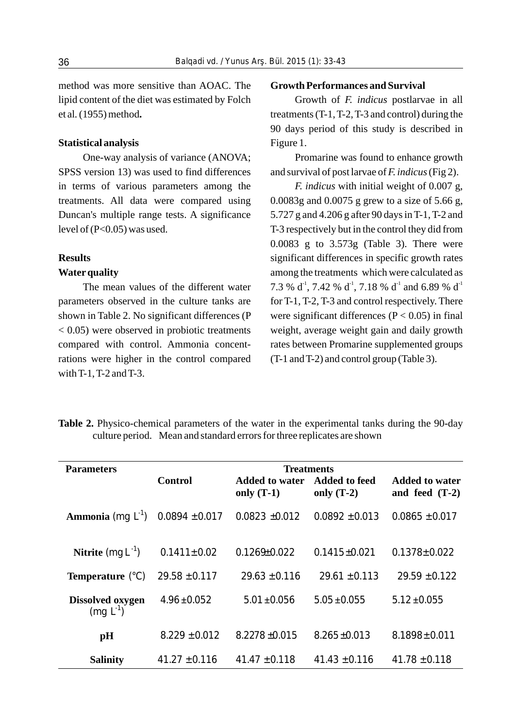method was more sensitive than AOAC. The lipid content of the diet was estimated by Folch et al. (1955) method**.**

### Statistical analysis

One-way analysis of variance (ANOVA; SPSS version 13) was used to find differences in terms of various parameters among the treatments. All data were compared using Duncan's multiple range tests. A significance level of ($P<0.05$) was used.

## Results

### Water quality

The mean values of the different water parameters observed in the culture tanks are shown in Table 2. No significant differences ($P < 0.05$) were observed in probiotic treatments compared with control. Ammonia concentrations were higher in the control compared with T-1, T-2 and T-3.

### Growth Performances and Survival

Growth of *F. indicus* postlarvae in all treatments (T-1, T-2, T-3 and control) during the 90 days period of this study is described in Figure 1.

Promarine was found to enhance growth and survival of post larvae of *F. indicus* (Fig 2).

*F. indicus* with initial weight of 0.007 g, 0.0083g and 0.0075 g grew to a size of 5.66 g, 5.727 g and 4.206 g after 90 days in T-1, T-2 and T-3 respectively but in the control they did from 0.0083 g to 3.573g (Table 3). There were significant differences in specific growth rates among the treatments which were calculated as 7.3 % $d^{-1}$, 7.42 % $d^{-1}$, 7.18 % $d^{-1}$ and 6.89 % $d^{-1}$ for T-1, T-2, T-3 and control respectively. There were significant differences ($P < 0.05$) in final weight, average weight gain and daily growth rates between Promarine supplemented groups (T-1 and T-2) and control group (Table 3).

**Table 2.** Physico-chemical parameters of the water in the experimental tanks during the 90-day culture period. Mean and standard errors for three replicates are shown

| Parameters | Control | Treatments | | |
|---|---|---|---|---|
| | | Added to water only (T-1) | Added to feed only (T-2) | Added to water and feed (T-2) |
| **Ammonia** (mg $L^{-1}$) | 0.0894 ±0.017 | 0.0823 ±0.012 | 0.0892 ±0.013 | 0.0865 ±0.017 |
| **Nitrite** (mg $L^{-1}$) | 0.1411±0.02 | 0.1269±0.022 | 0.1415±0.021 | 0.1378±0.022 |
| **Temperature** (°C) | 29.58 ±0.117 | 29.63 ±0.116 | 29.61 ±0.113 | 29.59 ±0.122 |
| **Dissolved oxygen** (mg $L^{-1}$) | 4.96±0.052 | 5.01±0.056 | 5.05±0.055 | 5.12±0.055 |
| **pH** | 8.229 ±0.012 | 8.2278 ±0.015 | 8.265±0.013 | 8.1898±0.011 |
| **Salinity** | 41.27 ±0.116 | 41.47 ±0.118 | 41.43 ±0.116 | 41.78 ±0.118 |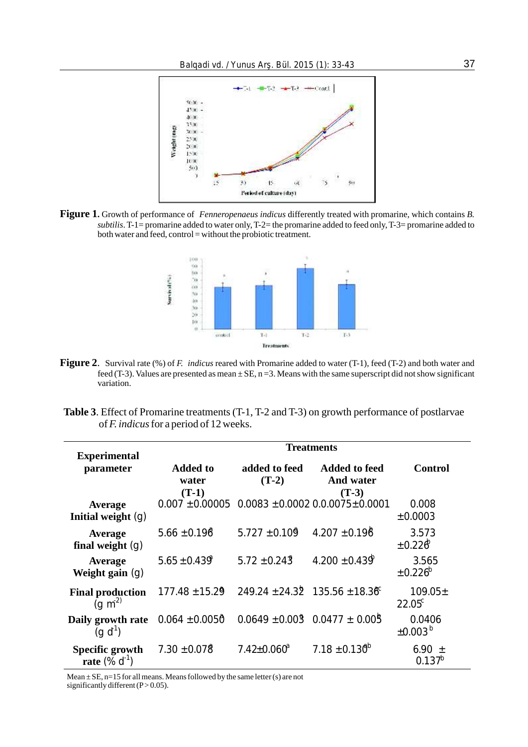**Figure 1.** Growth of performance of *Fenneropenaeus indicus* differently treated with promarine, which contains *B. subtilis*. T-1= promarine added to water only, T-2= the promarine added to feed only, T-3= promarine added to both water and feed, control = without the probiotic treatment.

**Figure 2**. Survival rate (%) of *F. indicus* reared with Promarine added to water (T-1), feed (T-2) and both water and feed (T-3). Values are presented as mean ± SE, n =3. Means with the same superscript did not show significant variation.

**Table 3**. Effect of Promarine treatments (T-1, T-2 and T-3) on growth performance of postlarvae of *F. indicus* for a period of 12 weeks.

| Experimental parameter | Treatments | | | |
|---|---|---|---|---|
| | Added to water (T-1) | added to feed (T-2) | Added to feed And water (T-3) | Control |
| Average Initial weight (g) | 0.007 ±0.00005 | 0.0083 ±0.0002 | 0.0.0075±0.0001 | 0.008 ±0.0003 |
| Average final weight (g) | 5.66 ±0.196[a] | 5.727 ±0.109[a] | 4.207 ±0.196[b] | 3.573 ±0.226[b] |
| Average Weight gain (g) | 5.65 ±0.439[a] | 5.72 ±0.243[a] | 4.200 ±0.439[b] | 3.565 ±0.226[b] |
| Final production (g m$^{2}$) | 177.48 ±15.29[a] | 249.24 ±24.32[b] | 135.56 ±18.36[ac] | 109.05± 22.05[c] |
| Daily growth rate (g d$^{-1}$) | 0.064 ±0.0050[a] | 0.0649 ±0.003[a] | 0.0477 ± 0.005[b] | 0.0406 ±0.003[b] |
| Specific growth rate (% d$^{-1}$) | 7.30 ±0.078[a] | 7.42±0.060[a] | 7.18 ±0.130[ab] | 6.90 ± 0.137[b] |

Mean ± SE, n=15 for all means. Means followed by the same letter (s) are not significantly different (P > 0.05).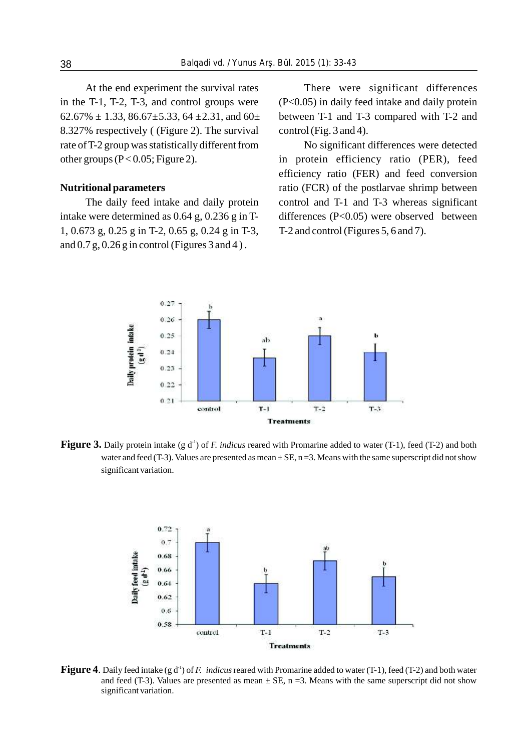At the end experiment the survival rates in the T-1, T-2, T-3, and control groups were 62.67% ± 1.33, 86.67±5.33, 64 ±2.31, and 60± 8.327% respectively ( (Figure 2). The survival rate of T-2 group was statistically different from other groups ($P < 0.05$; Figure 2).

**Nutritional parameters**

The daily feed intake and daily protein intake were determined as 0.64 g, 0.236 g in T-1, 0.673 g, 0.25 g in T-2, 0.65 g, 0.24 g in T-3, and 0.7 g, 0.26 g in control (Figures 3 and 4) .

There were significant differences ($P<0.05$) in daily feed intake and daily protein between T-1 and T-3 compared with T-2 and control (Fig. 3 and 4).

No significant differences were detected in protein efficiency ratio (PER), feed efficiency ratio (FER) and feed conversion ratio (FCR) of the postlarvae shrimp between control and T-1 and T-3 whereas significant differences ($P<0.05$) were observed between T-2 and control (Figures 5, 6 and 7).

**Figure 3.** Daily protein intake (g $d^{-1}$) of *F. indicus* reared with Promarine added to water (T-1), feed (T-2) and both water and feed (T-3). Values are presented as mean ± SE, n =3. Means with the same superscript did not show significant variation.

**Figure 4**. Daily feed intake (g $d^{-1}$) of *F. indicus* reared with Promarine added to water (T-1), feed (T-2) and both water and feed (T-3). Values are presented as mean ± SE, n =3. Means with the same superscript did not show significant variation.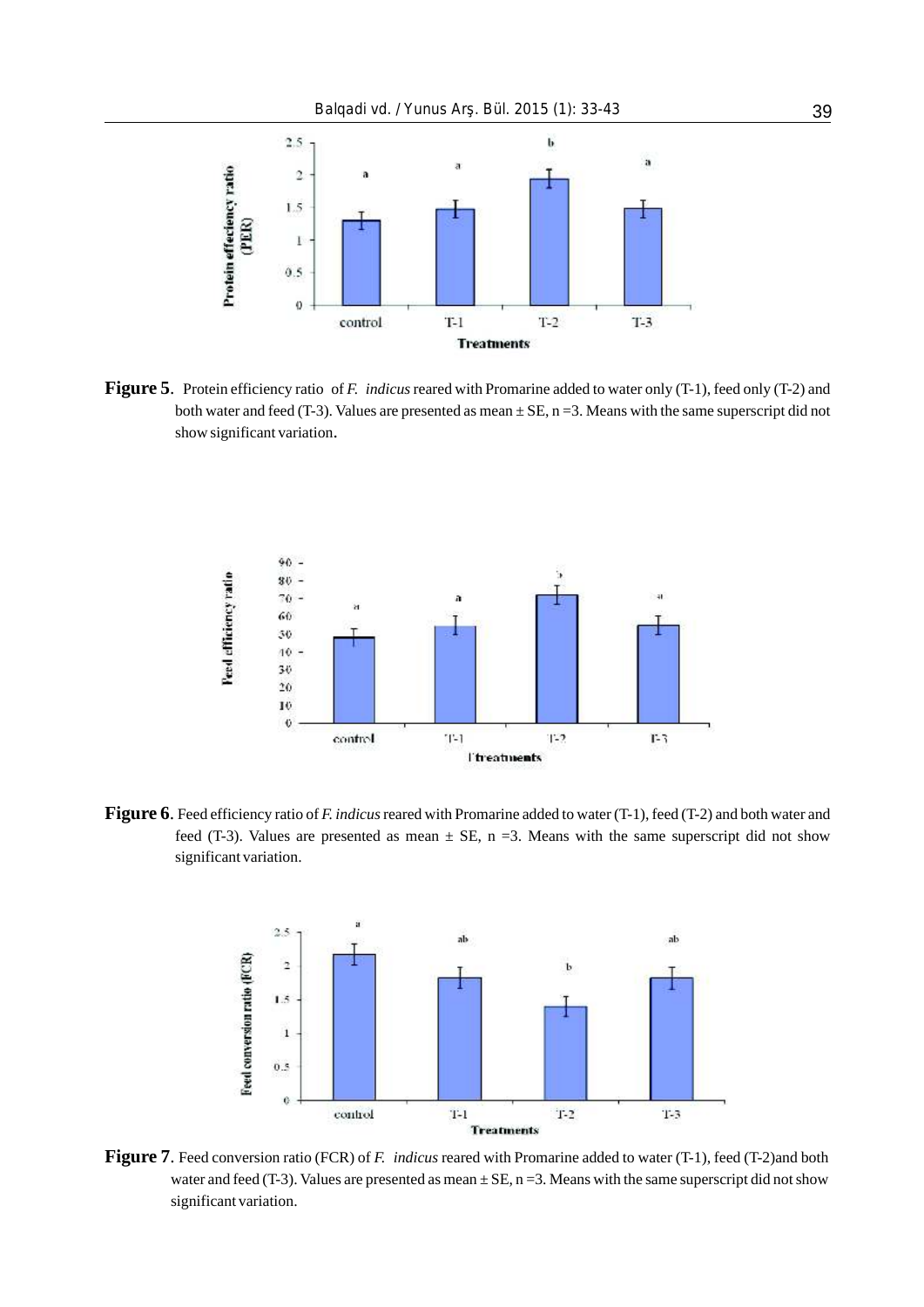**Figure 5**. Protein efficiency ratio of *F. indicus* reared with Promarine added to water only (T-1), feed only (T-2) and both water and feed (T-3). Values are presented as mean ± SE, n =3. Means with the same superscript did not show significant variation.

**Figure 6**. Feed efficiency ratio of *F. indicus* reared with Promarine added to water (T-1), feed (T-2) and both water and feed (T-3). Values are presented as mean ± SE, n =3. Means with the same superscript did not show significant variation.

**Figure 7**. Feed conversion ratio (FCR) of *F. indicus* reared with Promarine added to water (T-1), feed (T-2)and both water and feed (T-3). Values are presented as mean ± SE, n =3. Means with the same superscript did not show significant variation.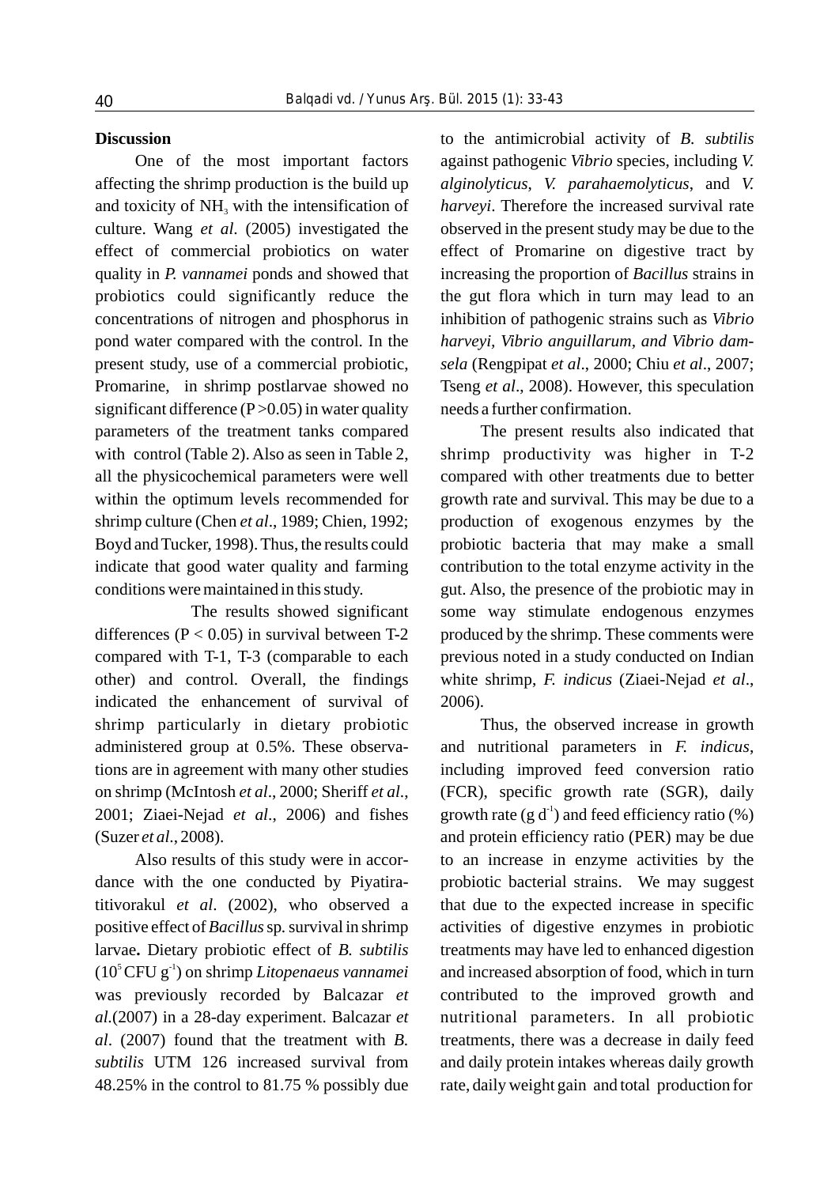## Discussion

One of the most important factors affecting the shrimp production is the build up and toxicity of $NH_3$ with the intensification of culture. Wang *et al*. (2005) investigated the effect of commercial probiotics on water quality in *P. vannamei* ponds and showed that probiotics could significantly reduce the concentrations of nitrogen and phosphorus in pond water compared with the control. In the present study, use of a commercial probiotic, Promarine, in shrimp postlarvae showed no significant difference ($P > 0.05$) in water quality parameters of the treatment tanks compared with control (Table 2). Also as seen in Table 2, all the physicochemical parameters were well within the optimum levels recommended for shrimp culture (Chen *et al*., 1989; Chien, 1992; Boyd and Tucker, 1998). Thus, the results could indicate that good water quality and farming conditions were maintained in this study.

The results showed significant differences ($P < 0.05$) in survival between T-2 compared with T-1, T-3 (comparable to each other) and control. Overall, the findings indicated the enhancement of survival of shrimp particularly in dietary probiotic administered group at 0.5%. These observations are in agreement with many other studies on shrimp (McIntosh *et al*., 2000; Sheriff *et al.*, 2001; Ziaei-Nejad *et al*., 2006) and fishes (Suzer *et al*., 2008).

Also results of this study were in accordance with the one conducted by Piyatiratitivorakul *et al*. (2002), who observed a positive effect of *Bacillus* sp. survival in shrimp larvae**.** Dietary probiotic effect of *B. subtilis* ($10^5$ CFU $g^{-1}$) on shrimp *Litopenaeus vannamei* was previously recorded by Balcazar *et al.*(2007) in a 28-day experiment. Balcazar *et al*. (2007) found that the treatment with *B. subtilis* UTM 126 increased survival from 48.25% in the control to 81.75 % possibly due to the antimicrobial activity of *B. subtilis* against pathogenic *Vibrio* species, including *V. alginolyticus*, *V. parahaemolyticus*, and *V. harveyi*. Therefore the increased survival rate observed in the present study may be due to the effect of Promarine on digestive tract by increasing the proportion of *Bacillus* strains in the gut flora which in turn may lead to an inhibition of pathogenic strains such as *Vibrio harveyi*, *Vibrio anguillarum*, *and Vibrio damsela* (Rengpipat *et al*., 2000; Chiu *et al*., 2007; Tseng *et al*., 2008). However, this speculation needs a further confirmation.

The present results also indicated that shrimp productivity was higher in T-2 compared with other treatments due to better growth rate and survival. This may be due to a production of exogenous enzymes by the probiotic bacteria that may make a small contribution to the total enzyme activity in the gut. Also, the presence of the probiotic may in some way stimulate endogenous enzymes produced by the shrimp. These comments were previous noted in a study conducted on Indian white shrimp, *F. indicus* (Ziaei-Nejad *et al*., 2006).

Thus, the observed increase in growth and nutritional parameters in *F. indicus*, including improved feed conversion ratio (FCR), specific growth rate (SGR), daily growth rate (g $d^{-1}$) and feed efficiency ratio (%) and protein efficiency ratio (PER) may be due to an increase in enzyme activities by the probiotic bacterial strains. We may suggest that due to the expected increase in specific activities of digestive enzymes in probiotic treatments may have led to enhanced digestion and increased absorption of food, which in turn contributed to the improved growth and nutritional parameters. In all probiotic treatments, there was a decrease in daily feed and daily protein intakes whereas daily growth rate, daily weight gain and total production for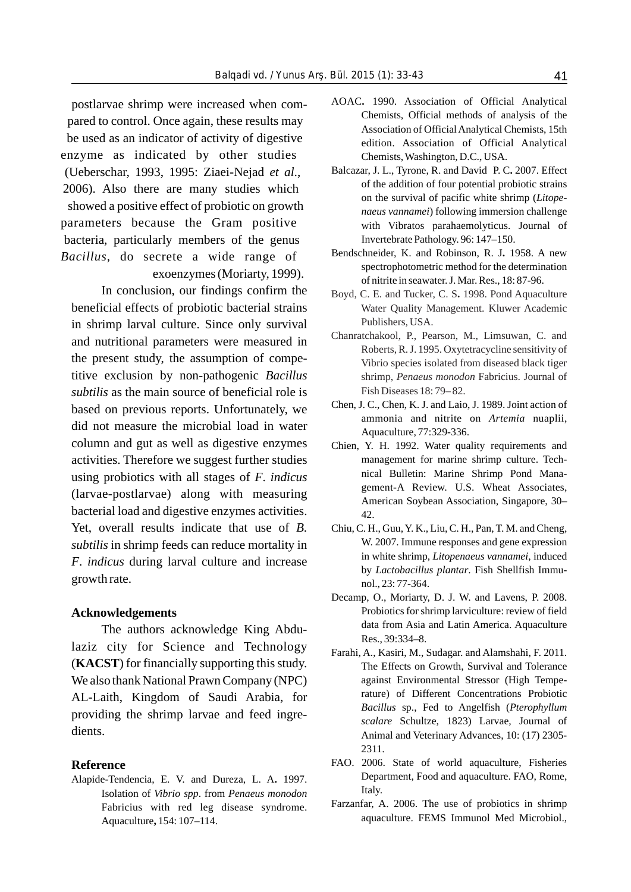postlarvae shrimp were increased when compared to control. Once again, these results may be used as an indicator of activity of digestive enzyme as indicated by other studies (Ueberschar, 1993, 1995: Ziaei-Nejad *et al*., 2006). Also there are many studies which showed a positive effect of probiotic on growth parameters because the Gram positive bacteria, particularly members of the genus *Bacillus*, do secrete a wide range of exoenzymes (Moriarty, 1999).

In conclusion, our findings confirm the beneficial effects of probiotic bacterial strains in shrimp larval culture. Since only survival and nutritional parameters were measured in the present study, the assumption of competitive exclusion by non-pathogenic *Bacillus subtilis* as the main source of beneficial role is based on previous reports. Unfortunately, we did not measure the microbial load in water column and gut as well as digestive enzymes activities. Therefore we suggest further studies using probiotics with all stages of *F. indicus* (larvae-postlarvae) along with measuring bacterial load and digestive enzymes activities. Yet, overall results indicate that use of *B. subtilis* in shrimp feeds can reduce mortality in *F. indicus* during larval culture and increase growth rate.

## Acknowledgements

The authors acknowledge King Abdulaziz city for Science and Technology (**KACST**) for financially supporting this study. We also thank National Prawn Company (NPC) AL-Laith, Kingdom of Saudi Arabia, for providing the shrimp larvae and feed ingredients.

## Reference

Alapide-Tendencia, E. V. and Dureza, L. A**.** 1997. Isolation of *Vibrio spp*. from *Penaeus monodon* Fabricius with red leg disease syndrome. Aquaculture**,** 154: 107–114.

AOAC**.** 1990. Association of Official Analytical Chemists, Official methods of analysis of the Association of Official Analytical Chemists, 15th edition. Association of Official Analytical Chemists, Washington, D.C., USA.

Balcazar, J. L., Tyrone, R. and David P. C**.** 2007. Effect of the addition of four potential probiotic strains on the survival of pacific white shrimp (*Litopenaeus vannamei*) following immersion challenge with Vibratos parahaemolyticus. Journal of Invertebrate Pathology. 96: 147–150.

Bendschneider, K. and Robinson, R. J**.** 1958. A new spectrophotometric method for the determination of nitrite in seawater. J. Mar. Res., 18: 87-96.

Boyd, C. E. and Tucker, C. S**.** 1998. Pond Aquaculture Water Quality Management. Kluwer Academic Publishers, USA.

Chanratchakool, P., Pearson, M., Limsuwan, C. and Roberts, R. J. 1995. Oxytetracycline sensitivity of Vibrio species isolated from diseased black tiger shrimp, *Penaeus monodon* Fabricius. Journal of Fish Diseases 18: 79– 82.

Chen, J. C., Chen, K. J. and Laio, J. 1989. Joint action of ammonia and nitrite on *Artemia* nuaplii, Aquaculture, 77:329-336.

Chien, Y. H. 1992. Water quality requirements and management for marine shrimp culture. Technical Bulletin: Marine Shrimp Pond Management-A Review. U.S. Wheat Associates, American Soybean Association, Singapore, 30–42.

Chiu, C. H., Guu, Y. K., Liu, C. H., Pan, T. M. and Cheng, W. 2007. Immune responses and gene expression in white shrimp, *Litopenaeus vannamei*, induced by *Lactobacillus plantar*. Fish Shellfish Immunol., 23: 77-364.

Decamp, O., Moriarty, D. J. W. and Lavens, P. 2008. Probiotics for shrimp larviculture: review of field data from Asia and Latin America. Aquaculture Res., 39:334–8.

Farahi, A., Kasiri, M., Sudagar. and Alamshahi, F. 2011. The Effects on Growth, Survival and Tolerance against Environmental Stressor (High Temperature) of Different Concentrations Probiotic *Bacillus* sp., Fed to Angelfish (*Pterophyllum scalare* Schultze, 1823) Larvae, Journal of Animal and Veterinary Advances, 10: (17) 2305-2311.

FAO. 2006. State of world aquaculture, Fisheries Department, Food and aquaculture. FAO, Rome, Italy.

Farzanfar, A. 2006. The use of probiotics in shrimp aquaculture. FEMS Immunol Med Microbiol.,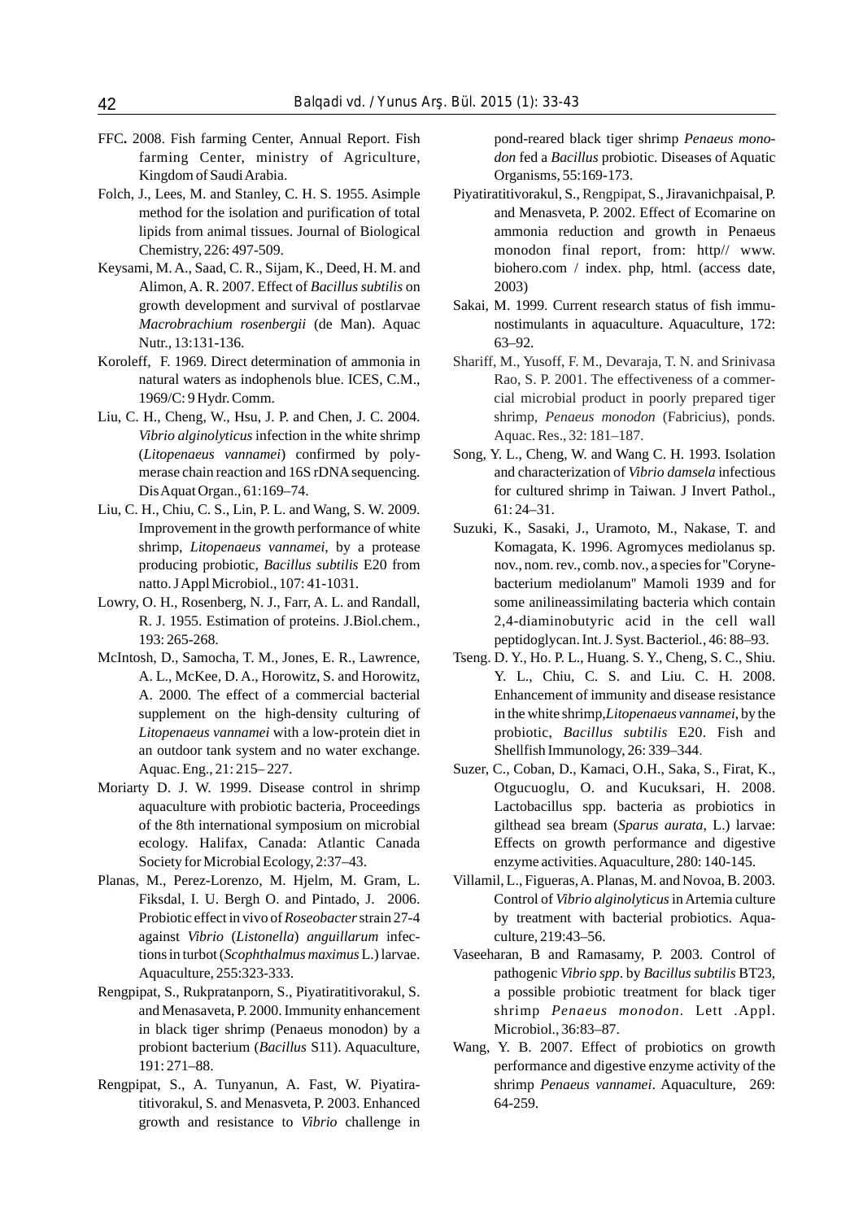FFC**.** 2008. Fish farming Center, Annual Report. Fish farming Center, ministry of Agriculture, Kingdom of Saudi Arabia.

Folch, J., Lees, M. and Stanley, C. H. S. 1955. Asimple method for the isolation and purification of total lipids from animal tissues. Journal of Biological Chemistry, 226: 497-509.

Keysami, M. A., Saad, C. R., Sijam, K., Deed, H. M. and Alimon, A. R. 2007. Effect of *Bacillus subtilis* on growth development and survival of postlarvae *Macrobrachium rosenbergii* (de Man). Aquac Nutr., 13:131-136.

Koroleff, F. 1969. Direct determination of ammonia in natural waters as indophenols blue. ICES, C.M., 1969/C: 9 Hydr. Comm.

Liu, C. H., Cheng, W., Hsu, J. P. and Chen, J. C. 2004. *Vibrio alginolyticus* infection in the white shrimp (*Litopenaeus vannamei*) confirmed by polymerase chain reaction and 16S rDNA sequencing. Dis Aquat Organ., 61:169–74.

Liu, C. H., Chiu, C. S., Lin, P. L. and Wang, S. W. 2009. Improvement in the growth performance of white shrimp, *Litopenaeus vannamei*, by a protease producing probiotic, *Bacillus subtilis* E20 from natto. J Appl Microbiol., 107: 41-1031.

Lowry, O. H., Rosenberg, N. J., Farr, A. L. and Randall, R. J. 1955. Estimation of proteins. J.Biol.chem., 193: 265-268.

McIntosh, D., Samocha, T. M., Jones, E. R., Lawrence, A. L., McKee, D. A., Horowitz, S. and Horowitz, A. 2000. The effect of a commercial bacterial supplement on the high-density culturing of *Litopenaeus vannamei* with a low-protein diet in an outdoor tank system and no water exchange. Aquac. Eng., 21: 215– 227.

Moriarty D. J. W. 1999. Disease control in shrimp aquaculture with probiotic bacteria, Proceedings of the 8th international symposium on microbial ecology. Halifax, Canada: Atlantic Canada Society for Microbial Ecology, 2:37–43.

Planas, M., Perez-Lorenzo, M. Hjelm, M. Gram, L. Fiksdal, I. U. Bergh O. and Pintado, J. 2006. Probiotic effect in vivo of *Roseobacter* strain 27-4 against *Vibrio* (*Listonella*) *anguillarum* infections in turbot (*Scophthalmus maximus* L.) larvae. Aquaculture, 255:323-333.

Rengpipat, S., Rukpratanporn, S., Piyatiratitivorakul, S. and Menasaveta, P. 2000. Immunity enhancement in black tiger shrimp (Penaeus monodon) by a probiont bacterium (*Bacillus* S11). Aquaculture, 191: 271–88.

Rengpipat, S., A. Tunyanun, A. Fast, W. Piyatiratitivorakul, S. and Menasveta, P. 2003. Enhanced growth and resistance to *Vibrio* challenge in pond-reared black tiger shrimp *Penaeus monodon* fed a *Bacillus* probiotic. Diseases of Aquatic Organisms, 55:169-173.

Piyatiratitivorakul, S., Rengpipat, S., Jiravanichpaisal, P. and Menasveta, P. 2002. Effect of Ecomarine on ammonia reduction and growth in Penaeus monodon final report, from: http// www. biohero.com / index. php, html. (access date, 2003)

Sakai, M. 1999. Current research status of fish immunostimulants in aquaculture. Aquaculture, 172: 63–92.

Shariff, M., Yusoff, F. M., Devaraja, T. N. and Srinivasa Rao, S. P. 2001. The effectiveness of a commercial microbial product in poorly prepared tiger shrimp, *Penaeus monodon* (Fabricius), ponds. Aquac. Res., 32: 181–187.

Song, Y. L., Cheng, W. and Wang C. H. 1993. Isolation and characterization of *Vibrio damsela* infectious for cultured shrimp in Taiwan. J Invert Pathol., 61: 24–31.

Suzuki, K., Sasaki, J., Uramoto, M., Nakase, T. and Komagata, K. 1996. Agromyces mediolanus sp. nov., nom. rev., comb. nov., a species for "Corynebacterium mediolanum" Mamoli 1939 and for some anilineassimilating bacteria which contain 2,4-diaminobutyric acid in the cell wall peptidoglycan. Int. J. Syst. Bacteriol., 46: 88–93.

Tseng. D. Y., Ho. P. L., Huang. S. Y., Cheng, S. C., Shiu. Y. L., Chiu, C. S. and Liu. C. H. 2008. Enhancement of immunity and disease resistance in the white shrimp,*Litopenaeus vannamei*, by the probiotic, *Bacillus subtilis* E20. Fish and Shellfish Immunology, 26: 339–344.

Suzer, C., Coban, D., Kamaci, O.H., Saka, S., Firat, K., Otgucuoglu, O. and Kucuksari, H. 2008. Lactobacillus spp. bacteria as probiotics in gilthead sea bream (*Sparus aurata,* L.) larvae: Effects on growth performance and digestive enzyme activities. Aquaculture, 280: 140-145.

Villamil, L., Figueras, A. Planas, M. and Novoa, B. 2003. Control of *Vibrio alginolyticus* in Artemia culture by treatment with bacterial probiotics. Aquaculture, 219:43–56.

Vaseeharan, B and Ramasamy, P. 2003. Control of pathogenic *Vibrio spp*. by *Bacillus subtilis* BT23, a possible probiotic treatment for black tiger shrimp *Penaeus monodon.* Lett .Appl. Microbiol., 36:83–87.

Wang, Y. B. 2007. Effect of probiotics on growth performance and digestive enzyme activity of the shrimp *Penaeus vannamei*. Aquaculture, 269: 64-259.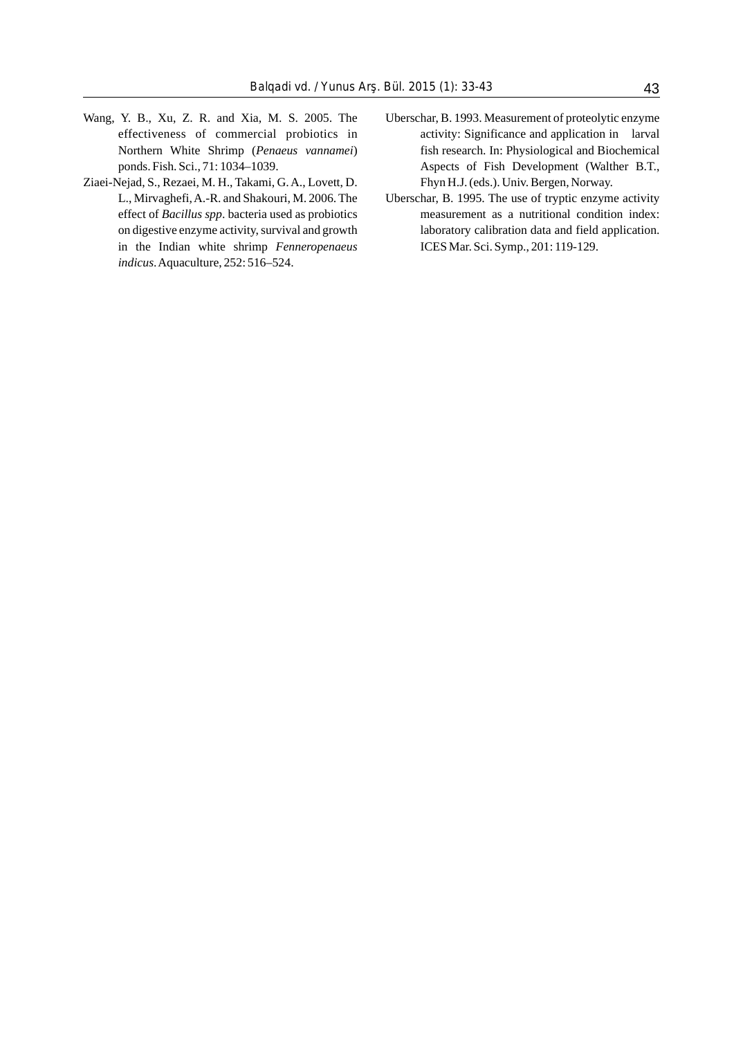Wang, Y. B., Xu, Z. R. and Xia, M. S. 2005. The effectiveness of commercial probiotics in Northern White Shrimp (*Penaeus vannamei*) ponds. Fish. Sci., 71: 1034–1039.

Ziaei-Nejad, S., Rezaei, M. H., Takami, G. A., Lovett, D. L., Mirvaghefi, A.-R. and Shakouri, M. 2006. The effect of *Bacillus spp*. bacteria used as probiotics on digestive enzyme activity, survival and growth in the Indian white shrimp *Fenneropenaeus indicus*. Aquaculture, 252: 516–524.

Uberschar, B. 1993. Measurement of proteolytic enzyme activity: Significance and application in larval fish research. In: Physiological and Biochemical Aspects of Fish Development (Walther B.T., Fhyn H.J. (eds.). Univ. Bergen, Norway.

Uberschar, B. 1995. The use of tryptic enzyme activity measurement as a nutritional condition index: laboratory calibration data and field application. ICES Mar. Sci. Symp., 201: 119-129.